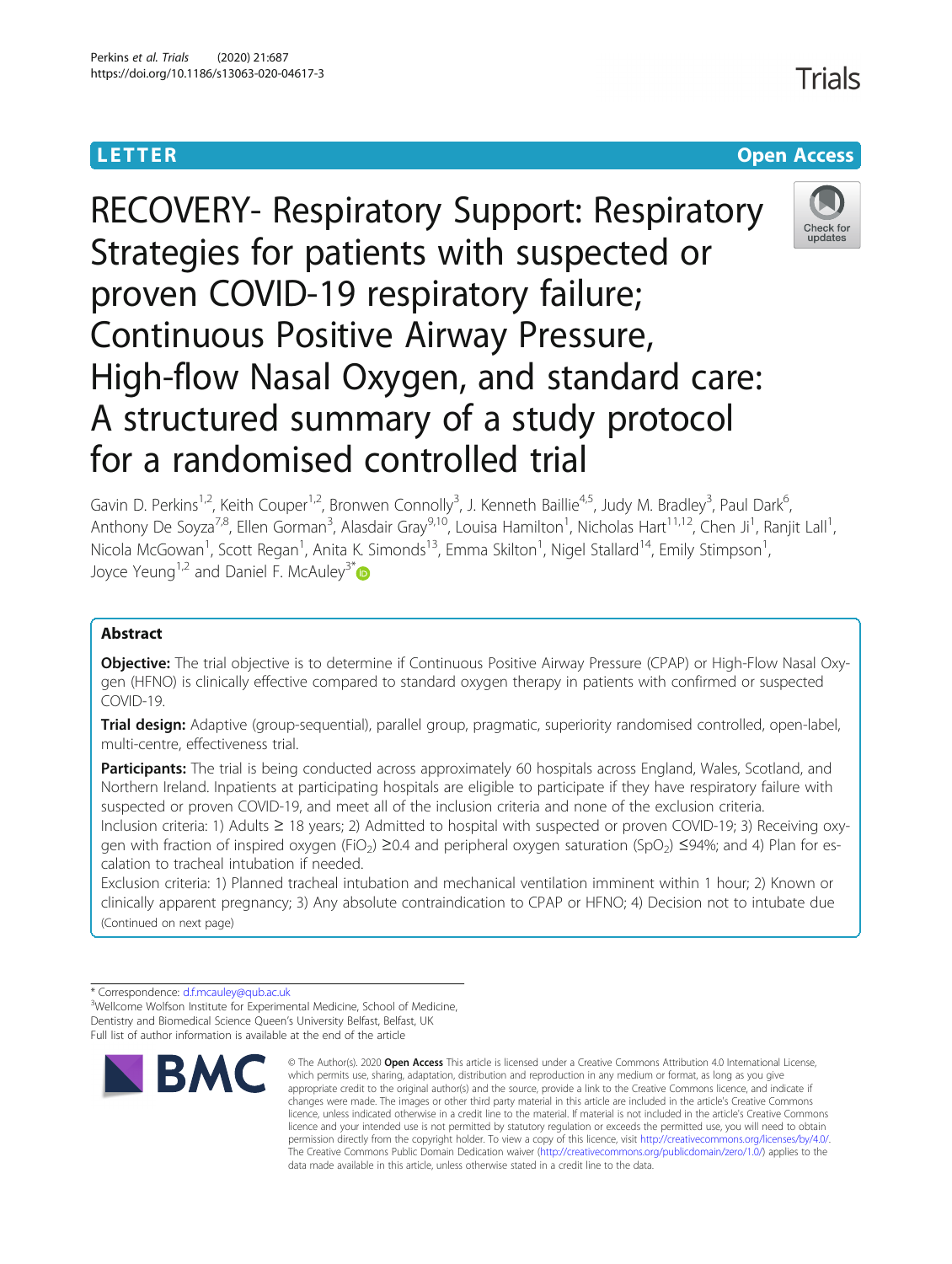LETTER

Open Access

# RECOVERY- Respiratory Support: Respiratory Strategies for patients with suspected or proven COVID-19 respiratory failure; Continuous Positive Airway Pressure, High-flow Nasal Oxygen, and standard care: A structured summary of a study protocol for a randomised controlled trial

Gavin D. Perkins[1,2], Keith Couper[1,2], Bronwen Connolly[3], J. Kenneth Baillie[4,5], Judy M. Bradley[3], Paul Dark[6], Anthony De Soyza[7,8], Ellen Gorman[3], Alasdair Gray[9,10], Louisa Hamilton[1], Nicholas Hart[11,12], Chen Ji[1], Ranjit Lall[1], Nicola McGowan[1], Scott Regan[1], Anita K. Simonds[13], Emma Skilton[1], Nigel Stallard[14], Emily Stimpson[1], Joyce Yeung[1,2] and Daniel F. McAuley[3*]

## Abstract

**Objective:** The trial objective is to determine if Continuous Positive Airway Pressure (CPAP) or High-Flow Nasal Oxygen (HFNO) is clinically effective compared to standard oxygen therapy in patients with confirmed or suspected COVID-19.

**Trial design:** Adaptive (group-sequential), parallel group, pragmatic, superiority randomised controlled, open-label, multi-centre, effectiveness trial.

**Participants:** The trial is being conducted across approximately 60 hospitals across England, Wales, Scotland, and Northern Ireland. Inpatients at participating hospitals are eligible to participate if they have respiratory failure with suspected or proven COVID-19, and meet all of the inclusion criteria and none of the exclusion criteria.

Inclusion criteria: 1) Adults ≥ 18 years; 2) Admitted to hospital with suspected or proven COVID-19; 3) Receiving oxygen with fraction of inspired oxygen ($FiO_2$) ≥0.4 and peripheral oxygen saturation ($SpO_2$) ≤94%; and 4) Plan for escalation to tracheal intubation if needed.

Exclusion criteria: 1) Planned tracheal intubation and mechanical ventilation imminent within 1 hour; 2) Known or clinically apparent pregnancy; 3) Any absolute contraindication to CPAP or HFNO; 4) Decision not to intubate due

(Continued on next page)

\* Correspondence: d.f.mcauley@qub.ac.uk

[3]Wellcome Wolfson Institute for Experimental Medicine, School of Medicine, Dentistry and Biomedical Science Queen's University Belfast, Belfast, UK

Full list of author information is available at the end of the article

© The Author(s). 2020 **Open Access** This article is licensed under a Creative Commons Attribution 4.0 International License, which permits use, sharing, adaptation, distribution and reproduction in any medium or format, as long as you give appropriate credit to the original author(s) and the source, provide a link to the Creative Commons licence, and indicate if changes were made. The images or other third party material in this article are included in the article's Creative Commons licence, unless indicated otherwise in a credit line to the material. If material is not included in the article's Creative Commons licence and your intended use is not permitted by statutory regulation or exceeds the permitted use, you will need to obtain permission directly from the copyright holder. To view a copy of this licence, visit http://creativecommons.org/licenses/by/4.0/. The Creative Commons Public Domain Dedication waiver (http://creativecommons.org/publicdomain/zero/1.0/) applies to the data made available in this article, unless otherwise stated in a credit line to the data.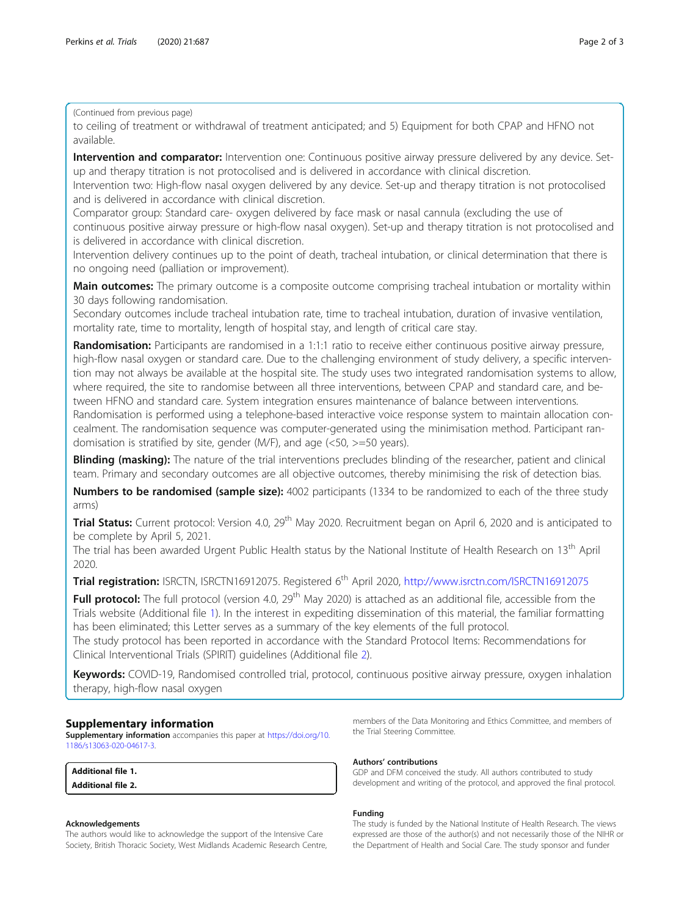(Continued from previous page)

to ceiling of treatment or withdrawal of treatment anticipated; and 5) Equipment for both CPAP and HFNO not available.

**Intervention and comparator:** Intervention one: Continuous positive airway pressure delivered by any device. Set-up and therapy titration is not protocolised and is delivered in accordance with clinical discretion.

Intervention two: High-flow nasal oxygen delivered by any device. Set-up and therapy titration is not protocolised and is delivered in accordance with clinical discretion.

Comparator group: Standard care- oxygen delivered by face mask or nasal cannula (excluding the use of continuous positive airway pressure or high-flow nasal oxygen). Set-up and therapy titration is not protocolised and is delivered in accordance with clinical discretion.

Intervention delivery continues up to the point of death, tracheal intubation, or clinical determination that there is no ongoing need (palliation or improvement).

**Main outcomes:** The primary outcome is a composite outcome comprising tracheal intubation or mortality within 30 days following randomisation.

Secondary outcomes include tracheal intubation rate, time to tracheal intubation, duration of invasive ventilation, mortality rate, time to mortality, length of hospital stay, and length of critical care stay.

**Randomisation:** Participants are randomised in a 1:1:1 ratio to receive either continuous positive airway pressure, high-flow nasal oxygen or standard care. Due to the challenging environment of study delivery, a specific intervention may not always be available at the hospital site. The study uses two integrated randomisation systems to allow, where required, the site to randomise between all three interventions, between CPAP and standard care, and between HFNO and standard care. System integration ensures maintenance of balance between interventions. Randomisation is performed using a telephone-based interactive voice response system to maintain allocation concealment. The randomisation sequence was computer-generated using the minimisation method. Participant randomisation is stratified by site, gender (M/F), and age (<50, >=50 years).

**Blinding (masking):** The nature of the trial interventions precludes blinding of the researcher, patient and clinical team. Primary and secondary outcomes are all objective outcomes, thereby minimising the risk of detection bias.

**Numbers to be randomised (sample size):** 4002 participants (1334 to be randomized to each of the three study arms)

**Trial Status:** Current protocol: Version 4.0, 29th May 2020. Recruitment began on April 6, 2020 and is anticipated to be complete by April 5, 2021.

The trial has been awarded Urgent Public Health status by the National Institute of Health Research on 13th April 2020.

**Trial registration:** ISRCTN, ISRCTN16912075. Registered 6th April 2020, http://www.isrctn.com/ISRCTN16912075

**Full protocol:** The full protocol (version 4.0, 29th May 2020) is attached as an additional file, accessible from the Trials website (Additional file 1). In the interest in expediting dissemination of this material, the familiar formatting has been eliminated; this Letter serves as a summary of the key elements of the full protocol.

The study protocol has been reported in accordance with the Standard Protocol Items: Recommendations for Clinical Interventional Trials (SPIRIT) guidelines (Additional file 2).

**Keywords:** COVID-19, Randomised controlled trial, protocol, continuous positive airway pressure, oxygen inhalation therapy, high-flow nasal oxygen

## Supplementary information

**Supplementary information** accompanies this paper at https://doi.org/10.1186/s13063-020-04617-3.

**Additional file 1.**
**Additional file 2.**

### Acknowledgements

The authors would like to acknowledge the support of the Intensive Care Society, British Thoracic Society, West Midlands Academic Research Centre, members of the Data Monitoring and Ethics Committee, and members of the Trial Steering Committee.

### Authors' contributions

GDP and DFM conceived the study. All authors contributed to study development and writing of the protocol, and approved the final protocol.

### Funding

The study is funded by the National Institute of Health Research. The views expressed are those of the author(s) and not necessarily those of the NIHR or the Department of Health and Social Care. The study sponsor and funder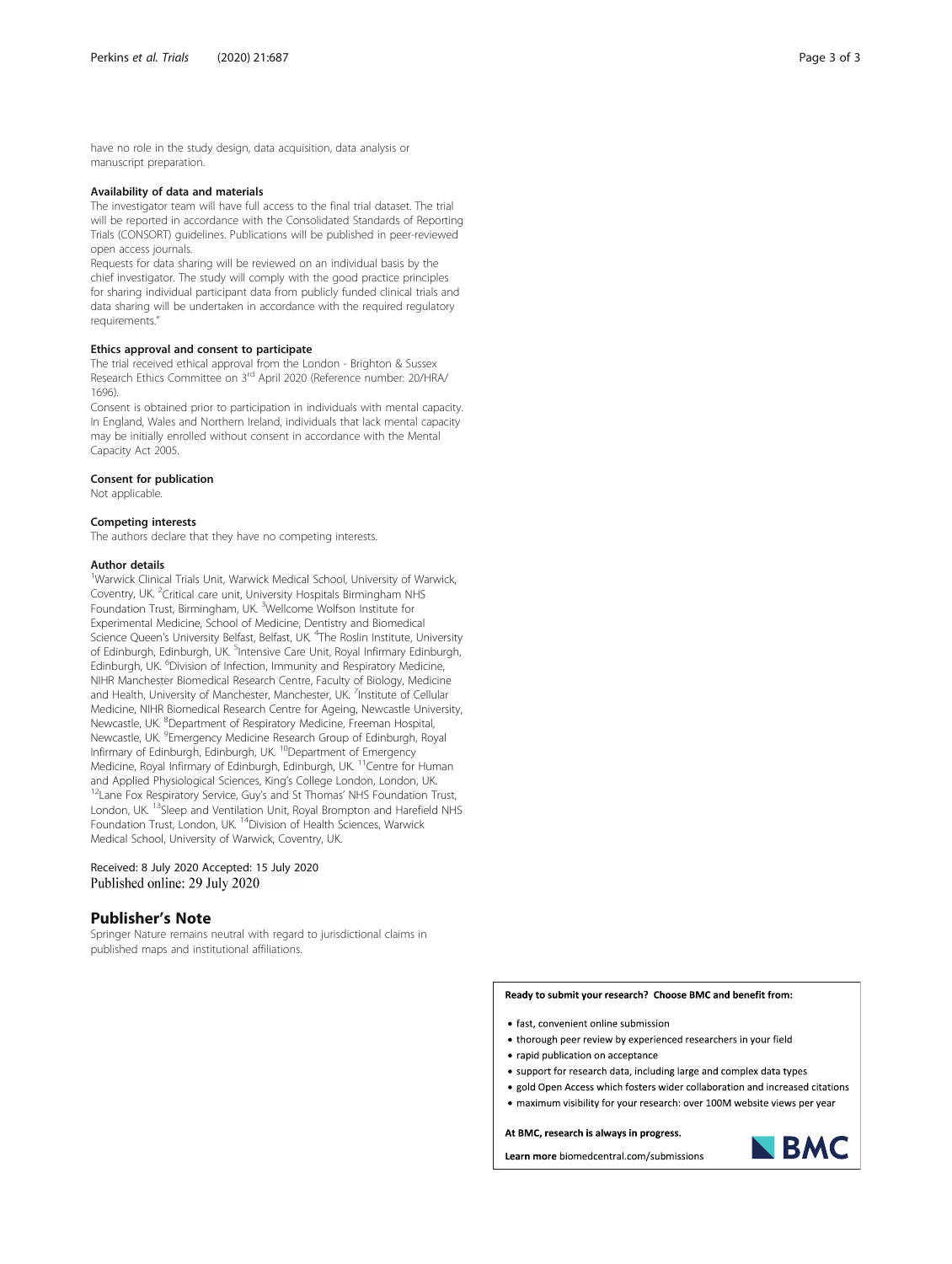have no role in the study design, data acquisition, data analysis or manuscript preparation.

### Availability of data and materials

The investigator team will have full access to the final trial dataset. The trial will be reported in accordance with the Consolidated Standards of Reporting Trials (CONSORT) guidelines. Publications will be published in peer-reviewed open access journals.

Requests for data sharing will be reviewed on an individual basis by the chief investigator. The study will comply with the good practice principles for sharing individual participant data from publicly funded clinical trials and data sharing will be undertaken in accordance with the required regulatory requirements."

### Ethics approval and consent to participate

The trial received ethical approval from the London - Brighton & Sussex Research Ethics Committee on 3rd April 2020 (Reference number: 20/HRA/1696).

Consent is obtained prior to participation in individuals with mental capacity. In England, Wales and Northern Ireland, individuals that lack mental capacity may be initially enrolled without consent in accordance with the Mental Capacity Act 2005.

### Consent for publication

Not applicable.

### Competing interests

The authors declare that they have no competing interests.

### Author details

[1]Warwick Clinical Trials Unit, Warwick Medical School, University of Warwick, Coventry, UK. [2]Critical care unit, University Hospitals Birmingham NHS Foundation Trust, Birmingham, UK. [3]Wellcome Wolfson Institute for Experimental Medicine, School of Medicine, Dentistry and Biomedical Science Queen's University Belfast, Belfast, UK. [4]The Roslin Institute, University of Edinburgh, Edinburgh, UK. [5]Intensive Care Unit, Royal Infirmary Edinburgh, Edinburgh, UK. [6]Division of Infection, Immunity and Respiratory Medicine, NIHR Manchester Biomedical Research Centre, Faculty of Biology, Medicine and Health, University of Manchester, Manchester, UK. [7]Institute of Cellular Medicine, NIHR Biomedical Research Centre for Ageing, Newcastle University, Newcastle, UK. [8]Department of Respiratory Medicine, Freeman Hospital, Newcastle, UK. [9]Emergency Medicine Research Group of Edinburgh, Royal Infirmary of Edinburgh, Edinburgh, UK. [10]Department of Emergency Medicine, Royal Infirmary of Edinburgh, Edinburgh, UK. [11]Centre for Human and Applied Physiological Sciences, King's College London, London, UK. [12]Lane Fox Respiratory Service, Guy's and St Thomas' NHS Foundation Trust, London, UK. [13]Sleep and Ventilation Unit, Royal Brompton and Harefield NHS Foundation Trust, London, UK. [14]Division of Health Sciences, Warwick Medical School, University of Warwick, Coventry, UK.

Received: 8 July 2020 Accepted: 15 July 2020
Published online: 29 July 2020

## Publisher's Note

Springer Nature remains neutral with regard to jurisdictional claims in published maps and institutional affiliations.

**Ready to submit your research? Choose BMC and benefit from:**

- fast, convenient online submission
- thorough peer review by experienced researchers in your field
- rapid publication on acceptance
- support for research data, including large and complex data types
- gold Open Access which fosters wider collaboration and increased citations
- maximum visibility for your research: over 100M website views per year

**At BMC, research is always in progress.**

**Learn more** biomedcentral.com/submissions

BMC